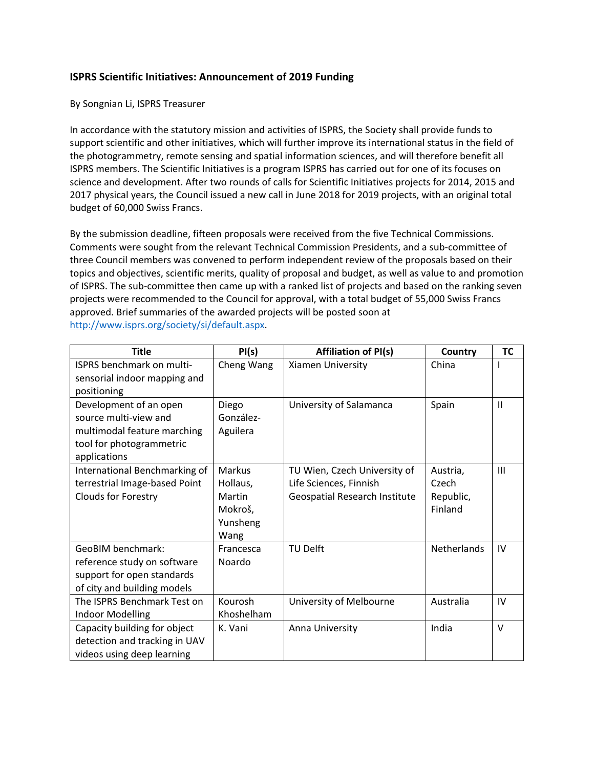## ISPRS Scientific Initiatives: Announcement of 2019 Funding

By Songnian Li, ISPRS Treasurer

In accordance with the statutory mission and activities of ISPRS, the Society shall provide funds to support scientific and other initiatives, which will further improve its international status in the field of the photogrammetry, remote sensing and spatial information sciences, and will therefore benefit all ISPRS members. The Scientific Initiatives is a program ISPRS has carried out for one of its focuses on science and development. After two rounds of calls for Scientific Initiatives projects for 2014, 2015 and 2017 physical years, the Council issued a new call in June 2018 for 2019 projects, with an original total budget of 60,000 Swiss Francs.

By the submission deadline, fifteen proposals were received from the five Technical Commissions. Comments were sought from the relevant Technical Commission Presidents, and a sub-committee of three Council members was convened to perform independent review of the proposals based on their topics and objectives, scientific merits, quality of proposal and budget, as well as value to and promotion of ISPRS. The sub-committee then came up with a ranked list of projects and based on the ranking seven projects were recommended to the Council for approval, with a total budget of 55,000 Swiss Francs approved. Brief summaries of the awarded projects will be posted soon at http://www.isprs.org/society/si/default.aspx.

| Title | PI(s) | Affiliation of PI(s) | Country | TC |
|---|---|---|---|---|
| ISPRS benchmark on multi-sensorial indoor mapping and positioning | Cheng Wang | Xiamen University | China | I |
| Development of an open source multi-view and multimodal feature marching tool for photogrammetric applications | Diego González-Aguilera | University of Salamanca | Spain | II |
| International Benchmarking of terrestrial Image-based Point Clouds for Forestry | Markus Hollaus, Martin Mokroš, Yunsheng Wang | TU Wien, Czech University of Life Sciences, Finnish Geospatial Research Institute | Austria, Czech Republic, Finland | III |
| GeoBIM benchmark: reference study on software support for open standards of city and building models | Francesca Noardo | TU Delft | Netherlands | IV |
| The ISPRS Benchmark Test on Indoor Modelling | Kourosh Khoshelham | University of Melbourne | Australia | IV |
| Capacity building for object detection and tracking in UAV videos using deep learning | K. Vani | Anna University | India | V |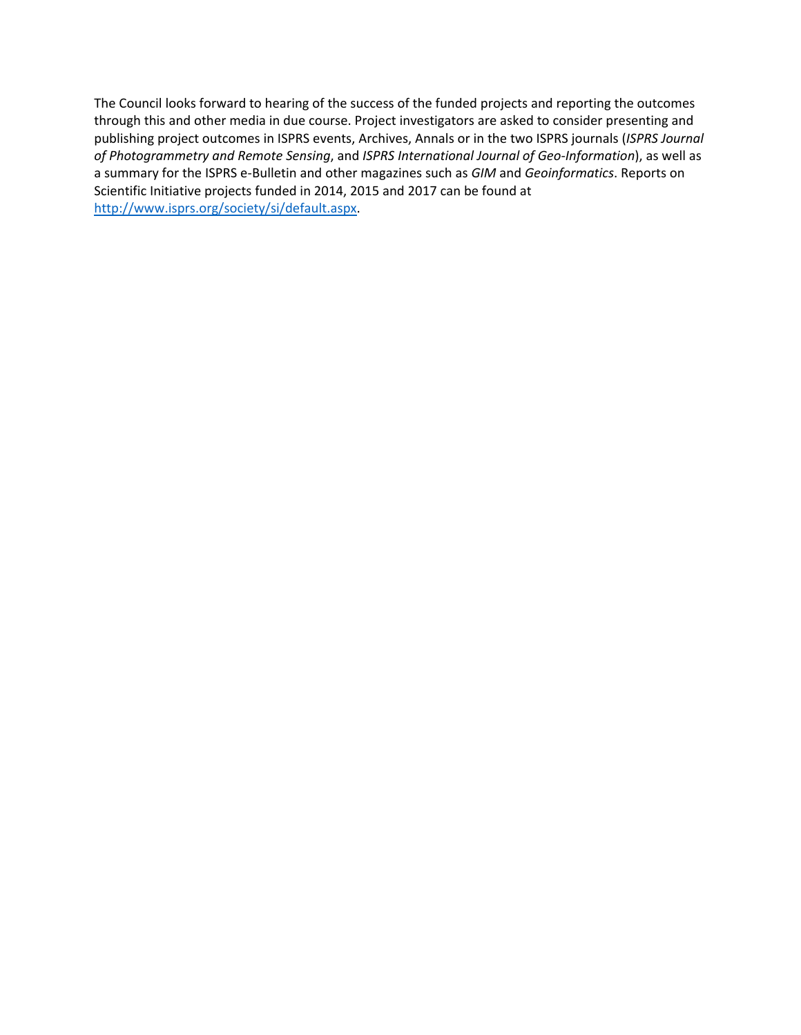The Council looks forward to hearing of the success of the funded projects and reporting the outcomes through this and other media in due course. Project investigators are asked to consider presenting and publishing project outcomes in ISPRS events, Archives, Annals or in the two ISPRS journals (*ISPRS Journal of Photogrammetry and Remote Sensing*, and *ISPRS International Journal of Geo-Information*), as well as a summary for the ISPRS e-Bulletin and other magazines such as *GIM* and *Geoinformatics*. Reports on Scientific Initiative projects funded in 2014, 2015 and 2017 can be found at [http://www.isprs.org/society/si/default.aspx](http://www.isprs.org/society/si/default.aspx).